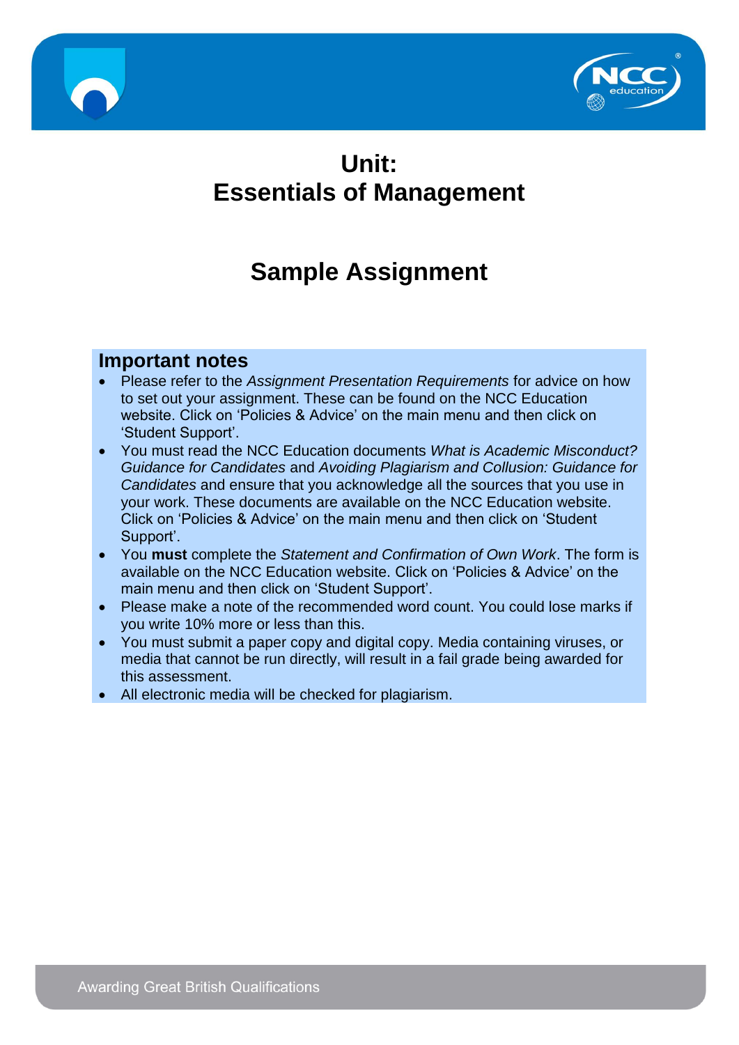# Unit:
# Essentials of Management

# Sample Assignment

## Important notes

- Please refer to the *Assignment Presentation Requirements* for advice on how to set out your assignment. These can be found on the NCC Education website. Click on 'Policies & Advice' on the main menu and then click on 'Student Support'.
- You must read the NCC Education documents *What is Academic Misconduct? Guidance for Candidates* and *Avoiding Plagiarism and Collusion: Guidance for Candidates* and ensure that you acknowledge all the sources that you use in your work. These documents are available on the NCC Education website. Click on 'Policies & Advice' on the main menu and then click on 'Student Support'.
- You **must** complete the *Statement and Confirmation of Own Work*. The form is available on the NCC Education website. Click on 'Policies & Advice' on the main menu and then click on 'Student Support'.
- Please make a note of the recommended word count. You could lose marks if you write 10% more or less than this.
- You must submit a paper copy and digital copy. Media containing viruses, or media that cannot be run directly, will result in a fail grade being awarded for this assessment.
- All electronic media will be checked for plagiarism.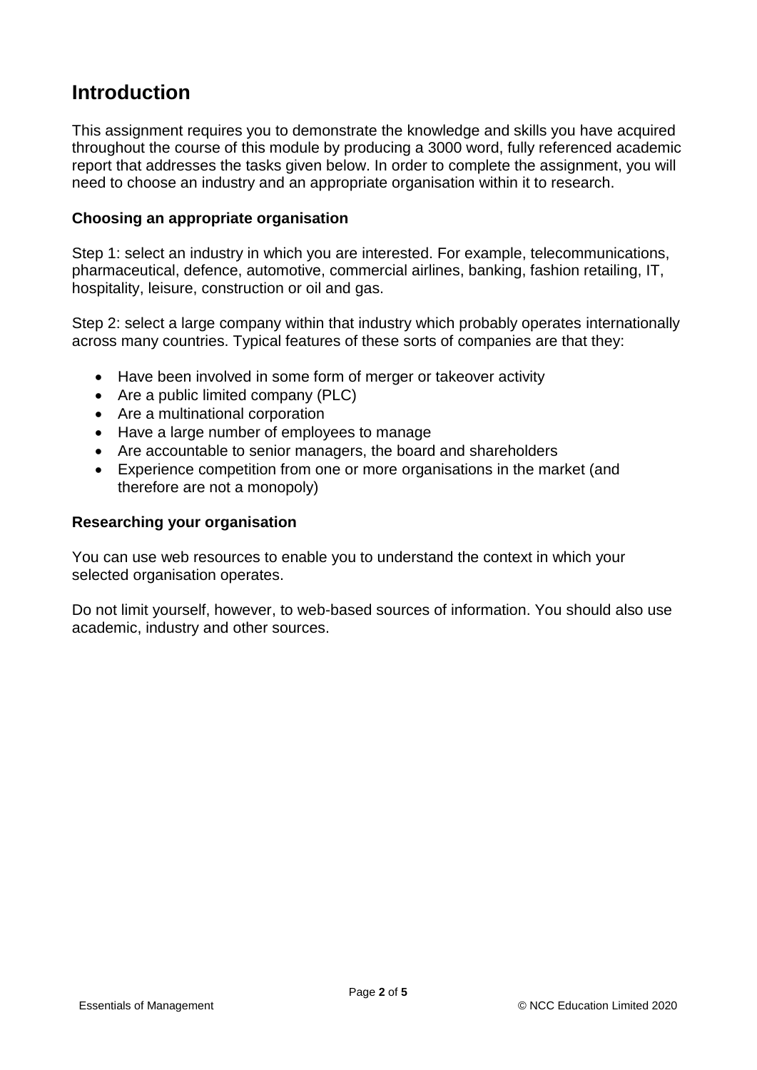## Introduction

This assignment requires you to demonstrate the knowledge and skills you have acquired throughout the course of this module by producing a 3000 word, fully referenced academic report that addresses the tasks given below. In order to complete the assignment, you will need to choose an industry and an appropriate organisation within it to research.

### Choosing an appropriate organisation

Step 1: select an industry in which you are interested. For example, telecommunications, pharmaceutical, defence, automotive, commercial airlines, banking, fashion retailing, IT, hospitality, leisure, construction or oil and gas.

Step 2: select a large company within that industry which probably operates internationally across many countries. Typical features of these sorts of companies are that they:

- Have been involved in some form of merger or takeover activity
- Are a public limited company (PLC)
- Are a multinational corporation
- Have a large number of employees to manage
- Are accountable to senior managers, the board and shareholders
- Experience competition from one or more organisations in the market (and therefore are not a monopoly)

### Researching your organisation

You can use web resources to enable you to understand the context in which your selected organisation operates.

Do not limit yourself, however, to web-based sources of information. You should also use academic, industry and other sources.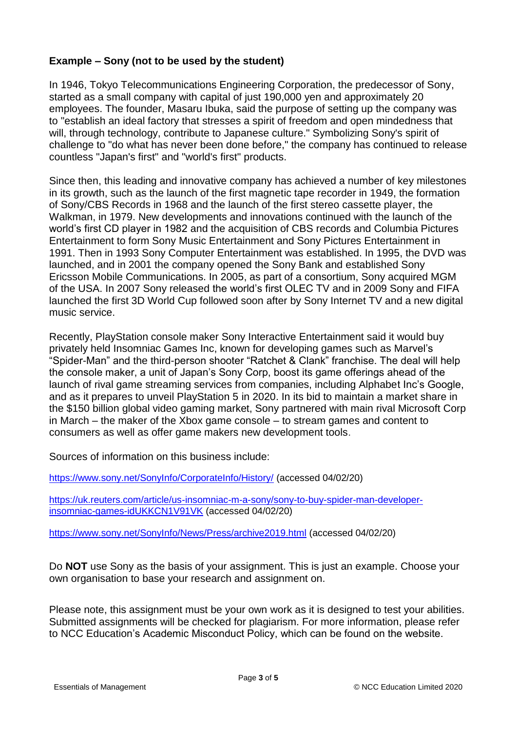**Example – Sony (not to be used by the student)**

In 1946, Tokyo Telecommunications Engineering Corporation, the predecessor of Sony, started as a small company with capital of just 190,000 yen and approximately 20 employees. The founder, Masaru Ibuka, said the purpose of setting up the company was to "establish an ideal factory that stresses a spirit of freedom and open mindedness that will, through technology, contribute to Japanese culture." Symbolizing Sony's spirit of challenge to "do what has never been done before," the company has continued to release countless "Japan's first" and "world's first" products.

Since then, this leading and innovative company has achieved a number of key milestones in its growth, such as the launch of the first magnetic tape recorder in 1949, the formation of Sony/CBS Records in 1968 and the launch of the first stereo cassette player, the Walkman, in 1979. New developments and innovations continued with the launch of the world's first CD player in 1982 and the acquisition of CBS records and Columbia Pictures Entertainment to form Sony Music Entertainment and Sony Pictures Entertainment in 1991. Then in 1993 Sony Computer Entertainment was established. In 1995, the DVD was launched, and in 2001 the company opened the Sony Bank and established Sony Ericsson Mobile Communications. In 2005, as part of a consortium, Sony acquired MGM of the USA. In 2007 Sony released the world's first OLEC TV and in 2009 Sony and FIFA launched the first 3D World Cup followed soon after by Sony Internet TV and a new digital music service.

Recently, PlayStation console maker Sony Interactive Entertainment said it would buy privately held Insomniac Games Inc, known for developing games such as Marvel's "Spider-Man" and the third-person shooter "Ratchet & Clank" franchise. The deal will help the console maker, a unit of Japan's Sony Corp, boost its game offerings ahead of the launch of rival game streaming services from companies, including Alphabet Inc's Google, and as it prepares to unveil PlayStation 5 in 2020. In its bid to maintain a market share in the $150 billion global video gaming market, Sony partnered with main rival Microsoft Corp in March – the maker of the Xbox game console – to stream games and content to consumers as well as offer game makers new development tools.

Sources of information on this business include:

https://www.sony.net/SonyInfo/CorporateInfo/History/ (accessed 04/02/20)

https://uk.reuters.com/article/us-insomniac-m-a-sony/sony-to-buy-spider-man-developer-insomniac-games-idUKKCN1V91VK (accessed 04/02/20)

https://www.sony.net/SonyInfo/News/Press/archive2019.html (accessed 04/02/20)

Do **NOT** use Sony as the basis of your assignment. This is just an example. Choose your own organisation to base your research and assignment on.

Please note, this assignment must be your own work as it is designed to test your abilities. Submitted assignments will be checked for plagiarism. For more information, please refer to NCC Education's Academic Misconduct Policy, which can be found on the website.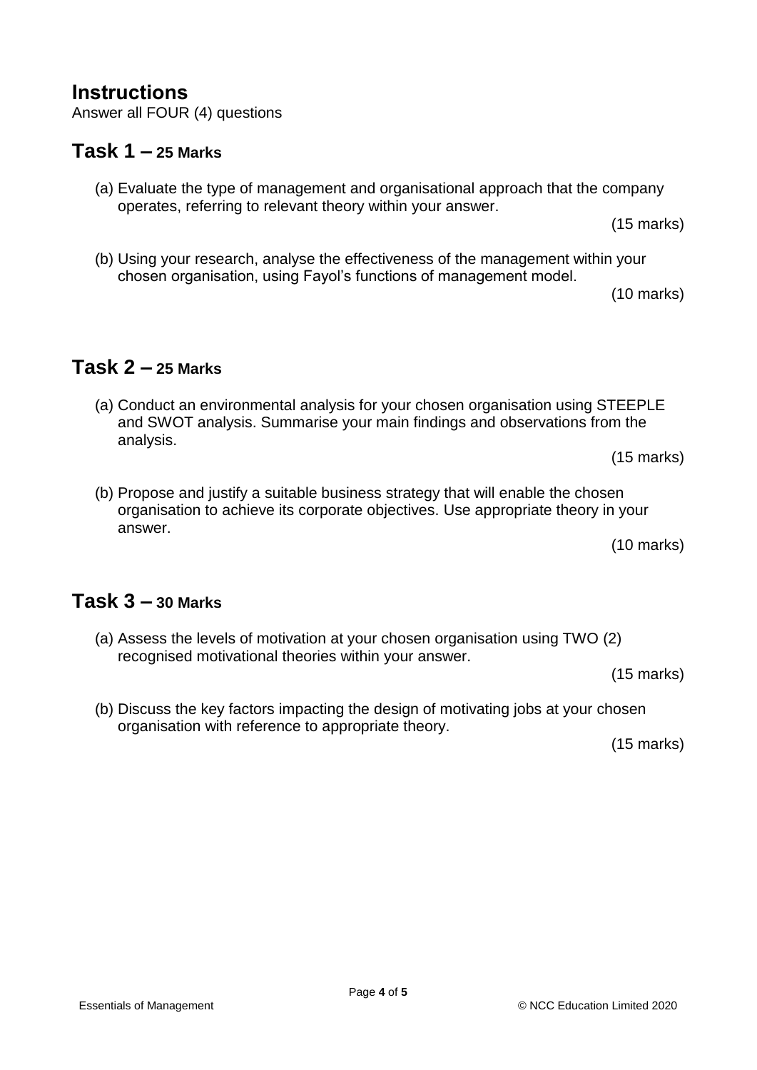## Instructions

Answer all FOUR (4) questions

## Task 1 – 25 Marks

(a) Evaluate the type of management and organisational approach that the company operates, referring to relevant theory within your answer.

(15 marks)

(b) Using your research, analyse the effectiveness of the management within your chosen organisation, using Fayol's functions of management model.

(10 marks)

## Task 2 – 25 Marks

(a) Conduct an environmental analysis for your chosen organisation using STEEPLE and SWOT analysis. Summarise your main findings and observations from the analysis.

(15 marks)

(b) Propose and justify a suitable business strategy that will enable the chosen organisation to achieve its corporate objectives. Use appropriate theory in your answer.

(10 marks)

## Task 3 – 30 Marks

(a) Assess the levels of motivation at your chosen organisation using TWO (2) recognised motivational theories within your answer.

(15 marks)

(b) Discuss the key factors impacting the design of motivating jobs at your chosen organisation with reference to appropriate theory.

(15 marks)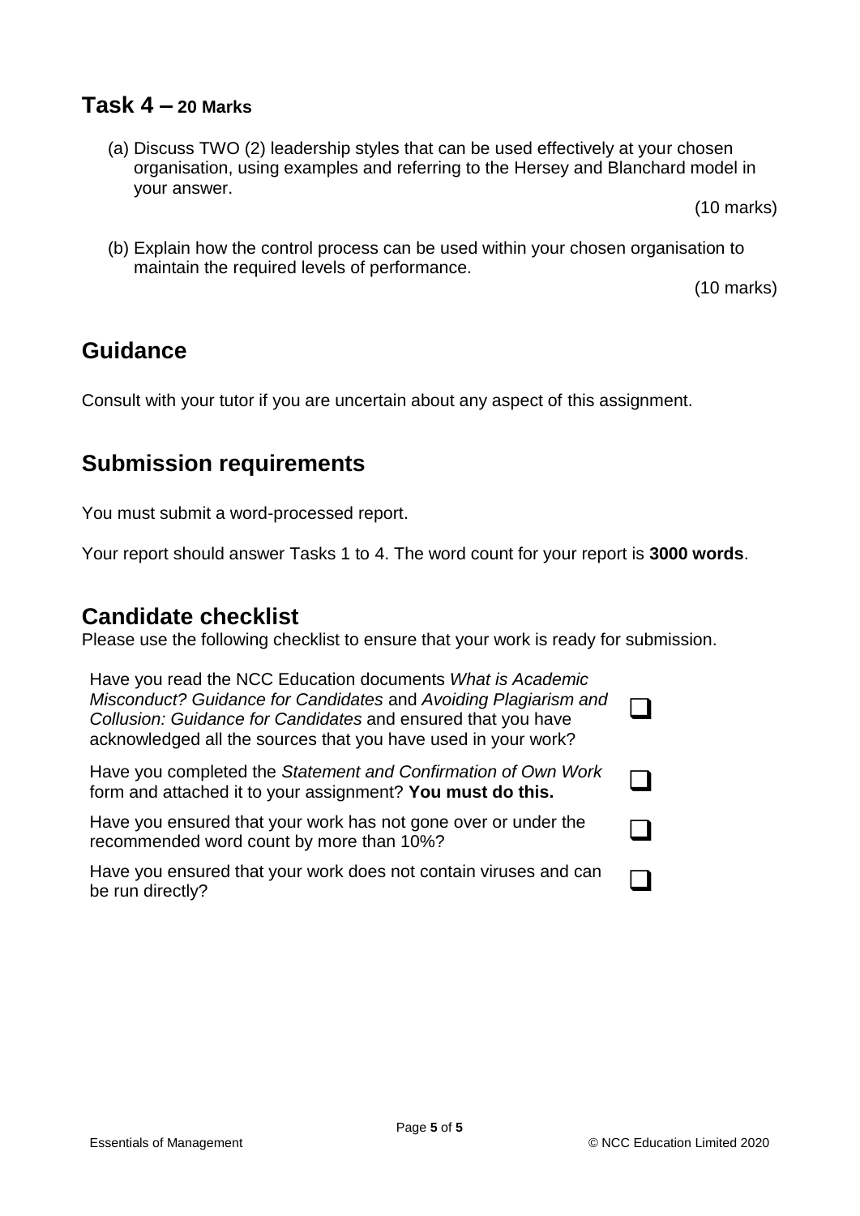## Task 4 – 20 Marks

(a) Discuss TWO (2) leadership styles that can be used effectively at your chosen organisation, using examples and referring to the Hersey and Blanchard model in your answer.

(10 marks)

(b) Explain how the control process can be used within your chosen organisation to maintain the required levels of performance.

(10 marks)

## Guidance

Consult with your tutor if you are uncertain about any aspect of this assignment.

## Submission requirements

You must submit a word-processed report.

Your report should answer Tasks 1 to 4. The word count for your report is **3000 words**.

## Candidate checklist

Please use the following checklist to ensure that your work is ready for submission.

| | |
|---|---|
| Have you read the NCC Education documents *What is Academic Misconduct? Guidance for Candidates* and *Avoiding Plagiarism and Collusion: Guidance for Candidates* and ensured that you have acknowledged all the sources that you have used in your work? | ☐ |
| Have you completed the *Statement and Confirmation of Own Work* form and attached it to your assignment? **You must do this.** | ☐ |
| Have you ensured that your work has not gone over or under the recommended word count by more than 10%? | ☐ |
| Have you ensured that your work does not contain viruses and can be run directly? | ☐ |